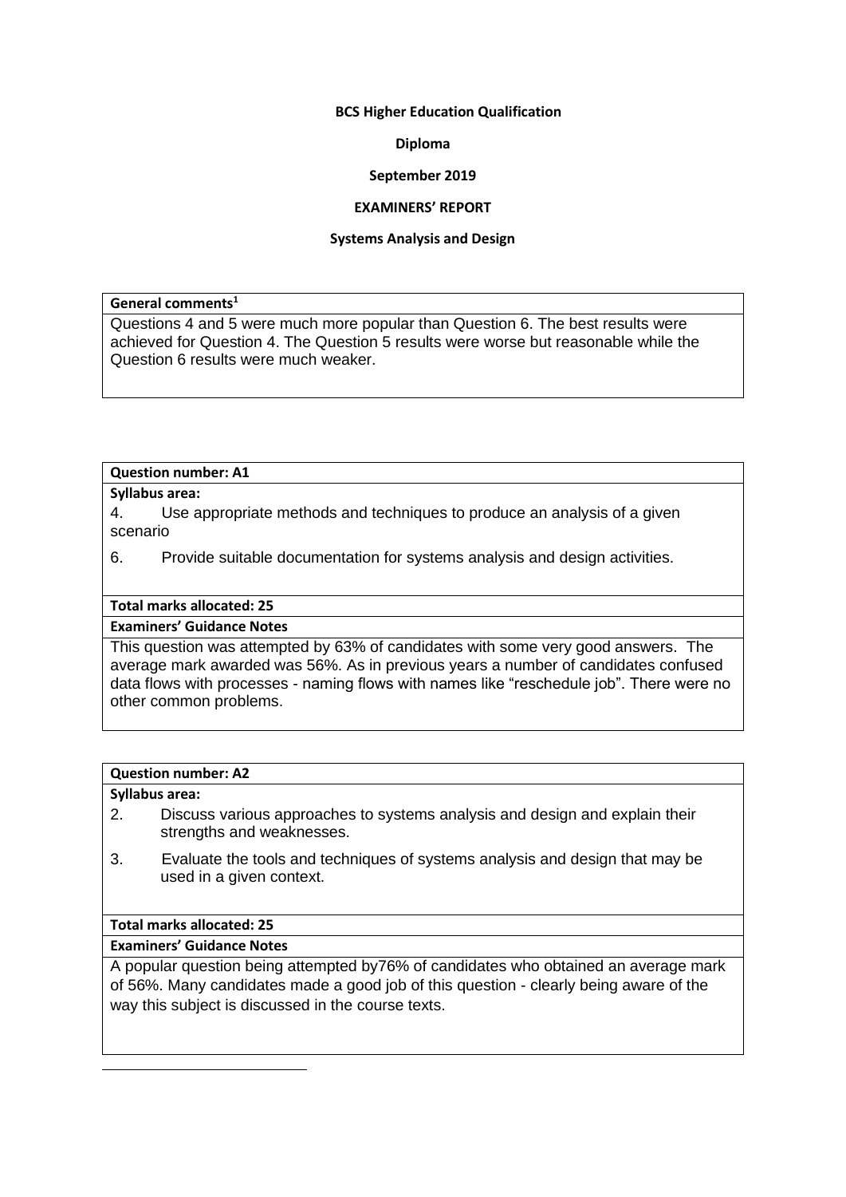**BCS Higher Education Qualification**

**Diploma**

**September 2019**

**EXAMINERS' REPORT**

**Systems Analysis and Design**

| **General comments**[1] |
|---|
| Questions 4 and 5 were much more popular than Question 6. The best results were achieved for Question 4. The Question 5 results were worse but reasonable while the Question 6 results were much weaker. |

| **Question number: A1** |
|---|
| **Syllabus area:**<br>4. Use appropriate methods and techniques to produce an analysis of a given scenario<br>6. Provide suitable documentation for systems analysis and design activities. |
| **Total marks allocated: 25** |
| **Examiners' Guidance Notes** |
| This question was attempted by 63% of candidates with some very good answers. The average mark awarded was 56%. As in previous years a number of candidates confused data flows with processes - naming flows with names like "reschedule job". There were no other common problems. |

| **Question number: A2** |
|---|
| **Syllabus area:**<br>2. Discuss various approaches to systems analysis and design and explain their strengths and weaknesses.<br>3. Evaluate the tools and techniques of systems analysis and design that may be used in a given context. |
| **Total marks allocated: 25** |
| **Examiners' Guidance Notes** |
| A popular question being attempted by76% of candidates who obtained an average mark of 56%. Many candidates made a good job of this question - clearly being aware of the way this subject is discussed in the course texts. |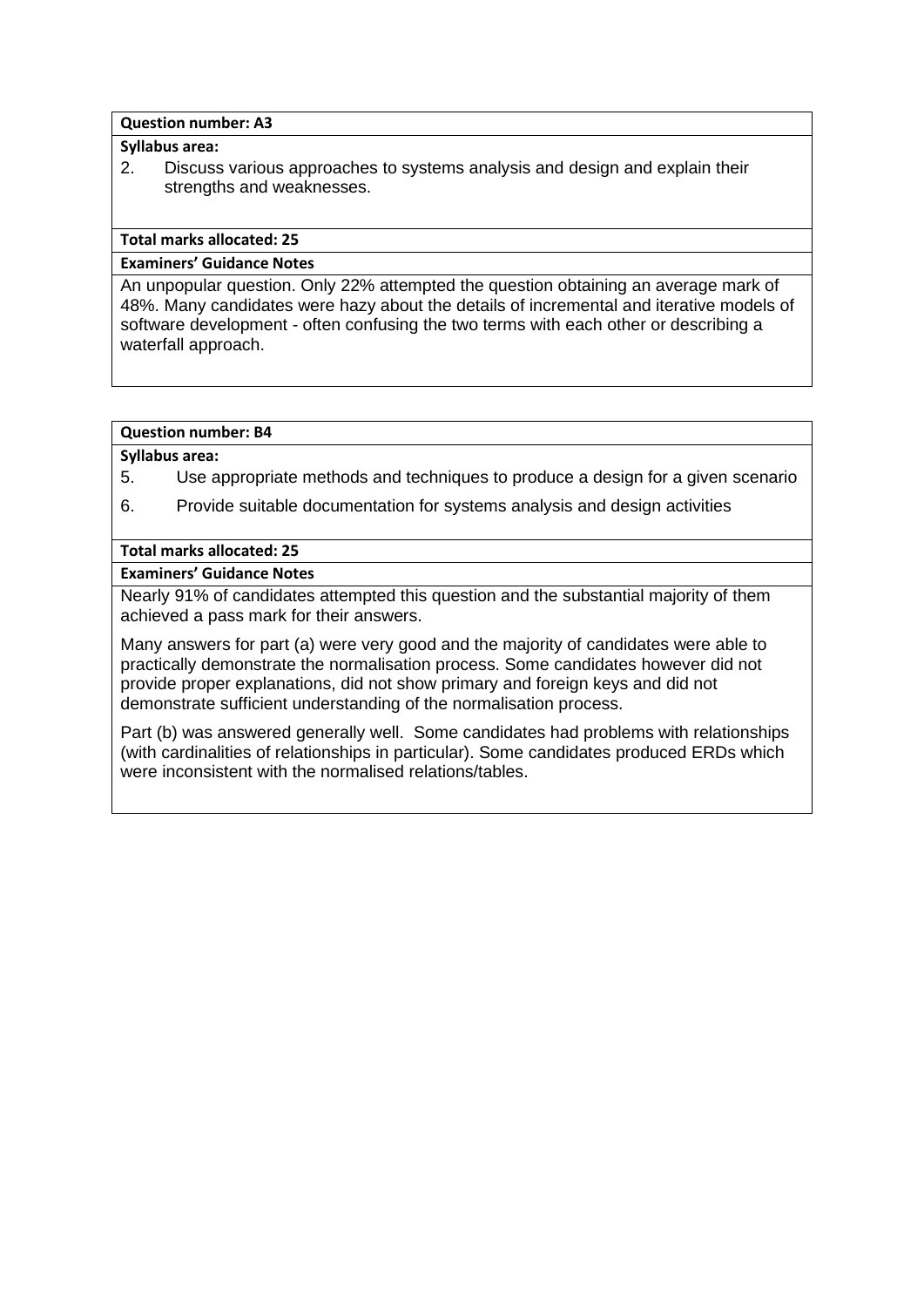**Question number: A3**

**Syllabus area:**

2. Discuss various approaches to systems analysis and design and explain their strengths and weaknesses.

**Total marks allocated: 25**

**Examiners' Guidance Notes**

An unpopular question. Only 22% attempted the question obtaining an average mark of 48%. Many candidates were hazy about the details of incremental and iterative models of software development - often confusing the two terms with each other or describing a waterfall approach.

**Question number: B4**

**Syllabus area:**

5. Use appropriate methods and techniques to produce a design for a given scenario
6. Provide suitable documentation for systems analysis and design activities

**Total marks allocated: 25**

**Examiners' Guidance Notes**

Nearly 91% of candidates attempted this question and the substantial majority of them achieved a pass mark for their answers.

Many answers for part (a) were very good and the majority of candidates were able to practically demonstrate the normalisation process. Some candidates however did not provide proper explanations, did not show primary and foreign keys and did not demonstrate sufficient understanding of the normalisation process.

Part (b) was answered generally well. Some candidates had problems with relationships (with cardinalities of relationships in particular). Some candidates produced ERDs which were inconsistent with the normalised relations/tables.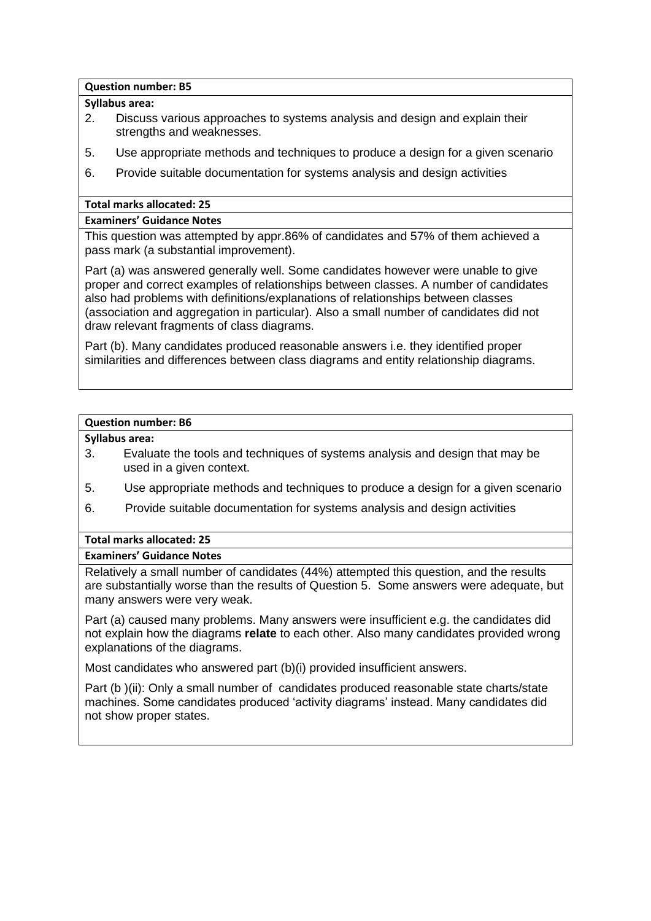**Question number: B5**

**Syllabus area:**

2. Discuss various approaches to systems analysis and design and explain their strengths and weaknesses.

5. Use appropriate methods and techniques to produce a design for a given scenario

6. Provide suitable documentation for systems analysis and design activities

**Total marks allocated: 25**

**Examiners' Guidance Notes**

This question was attempted by appr.86% of candidates and 57% of them achieved a pass mark (a substantial improvement).

Part (a) was answered generally well. Some candidates however were unable to give proper and correct examples of relationships between classes. A number of candidates also had problems with definitions/explanations of relationships between classes (association and aggregation in particular). Also a small number of candidates did not draw relevant fragments of class diagrams.

Part (b). Many candidates produced reasonable answers i.e. they identified proper similarities and differences between class diagrams and entity relationship diagrams.

**Question number: B6**

**Syllabus area:**

3. Evaluate the tools and techniques of systems analysis and design that may be used in a given context.

5. Use appropriate methods and techniques to produce a design for a given scenario

6. Provide suitable documentation for systems analysis and design activities

**Total marks allocated: 25**

**Examiners' Guidance Notes**

Relatively a small number of candidates (44%) attempted this question, and the results are substantially worse than the results of Question 5. Some answers were adequate, but many answers were very weak.

Part (a) caused many problems. Many answers were insufficient e.g. the candidates did not explain how the diagrams **relate** to each other. Also many candidates provided wrong explanations of the diagrams.

Most candidates who answered part (b)(i) provided insufficient answers.

Part (b )(ii): Only a small number of candidates produced reasonable state charts/state machines. Some candidates produced 'activity diagrams' instead. Many candidates did not show proper states.